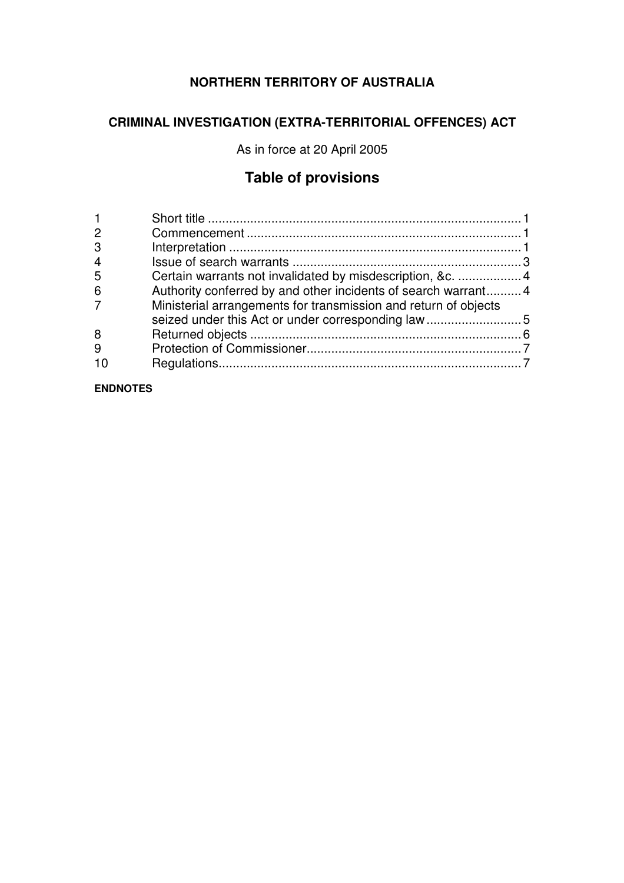**NORTHERN TERRITORY OF AUSTRALIA**

**CRIMINAL INVESTIGATION (EXTRA-TERRITORIAL OFFENCES) ACT**

As in force at 20 April 2005

## Table of provisions

| | | |
|---|---|---|
| 1 | Short title | 1 |
| 2 | Commencement | 1 |
| 3 | Interpretation | 1 |
| 4 | Issue of search warrants | 3 |
| 5 | Certain warrants not invalidated by misdescription, &c. | 4 |
| 6 | Authority conferred by and other incidents of search warrant | 4 |
| 7 | Ministerial arrangements for transmission and return of objects seized under this Act or under corresponding law | 5 |
| 8 | Returned objects | 6 |
| 9 | Protection of Commissioner | 7 |
| 10 | Regulations | 7 |

**ENDNOTES**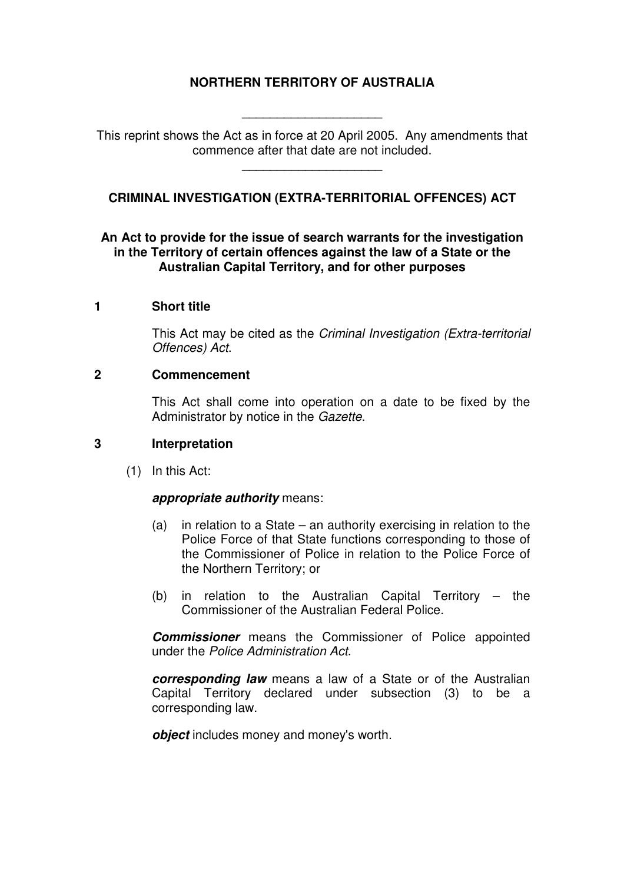**NORTHERN TERRITORY OF AUSTRALIA**

---

This reprint shows the Act as in force at 20 April 2005. Any amendments that commence after that date are not included.

---

# CRIMINAL INVESTIGATION (EXTRA-TERRITORIAL OFFENCES) ACT

**An Act to provide for the issue of search warrants for the investigation in the Territory of certain offences against the law of a State or the Australian Capital Territory, and for other purposes**

## 1 Short title

This Act may be cited as the *Criminal Investigation (Extra-territorial Offences) Act*.

## 2 Commencement

This Act shall come into operation on a date to be fixed by the Administrator by notice in the *Gazette*.

## 3 Interpretation

(1) In this Act:

***appropriate authority*** means:

(a) in relation to a State – an authority exercising in relation to the Police Force of that State functions corresponding to those of the Commissioner of Police in relation to the Police Force of the Northern Territory; or

(b) in relation to the Australian Capital Territory – the Commissioner of the Australian Federal Police.

***Commissioner*** means the Commissioner of Police appointed under the *Police Administration Act*.

***corresponding law*** means a law of a State or of the Australian Capital Territory declared under subsection (3) to be a corresponding law.

***object*** includes money and money's worth.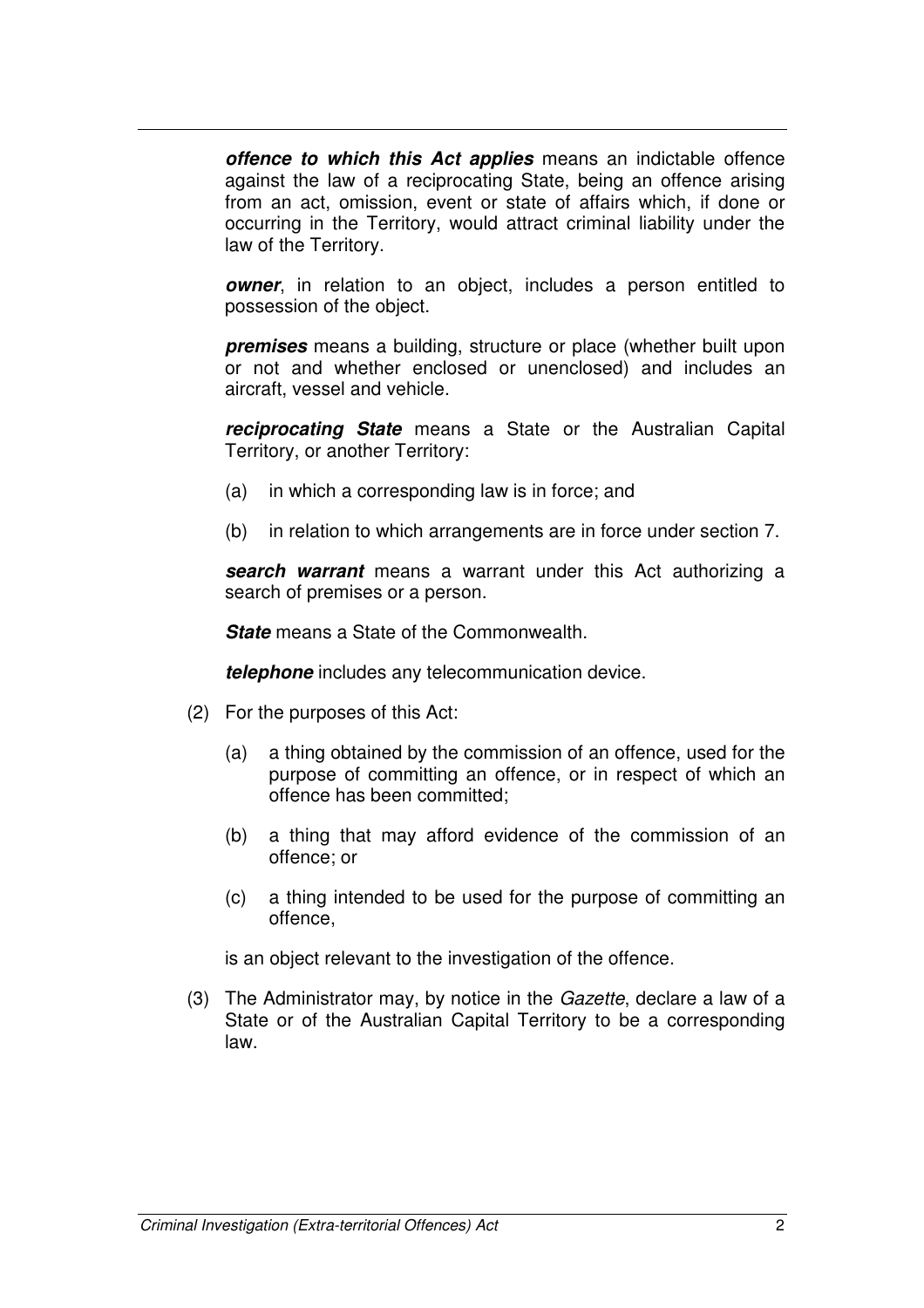***offence to which this Act applies*** means an indictable offence against the law of a reciprocating State, being an offence arising from an act, omission, event or state of affairs which, if done or occurring in the Territory, would attract criminal liability under the law of the Territory.

***owner***, in relation to an object, includes a person entitled to possession of the object.

***premises*** means a building, structure or place (whether built upon or not and whether enclosed or unenclosed) and includes an aircraft, vessel and vehicle.

***reciprocating State*** means a State or the Australian Capital Territory, or another Territory:

(a) in which a corresponding law is in force; and

(b) in relation to which arrangements are in force under section 7.

***search warrant*** means a warrant under this Act authorizing a search of premises or a person.

***State*** means a State of the Commonwealth.

***telephone*** includes any telecommunication device.

(2) For the purposes of this Act:

(a) a thing obtained by the commission of an offence, used for the purpose of committing an offence, or in respect of which an offence has been committed;

(b) a thing that may afford evidence of the commission of an offence; or

(c) a thing intended to be used for the purpose of committing an offence,

is an object relevant to the investigation of the offence.

(3) The Administrator may, by notice in the *Gazette*, declare a law of a State or of the Australian Capital Territory to be a corresponding law.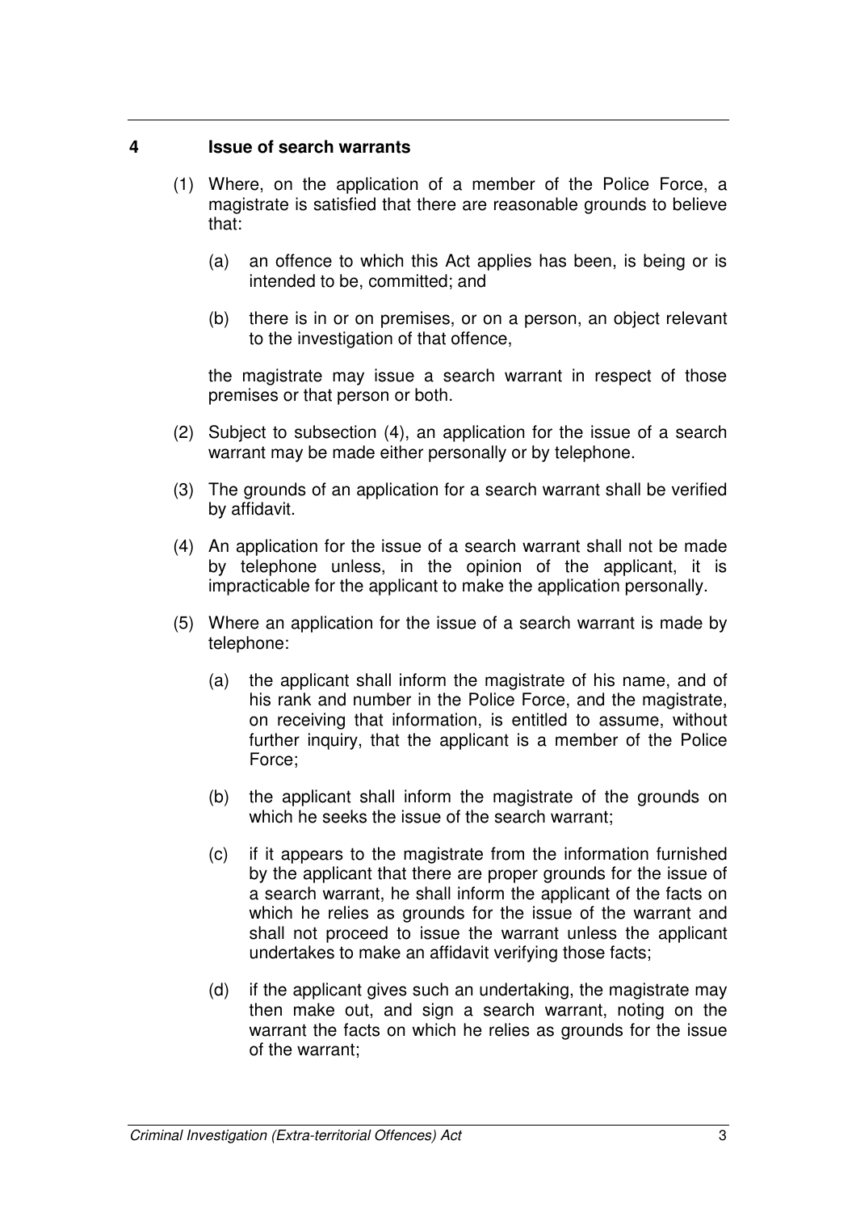## 4 Issue of search warrants

(1) Where, on the application of a member of the Police Force, a magistrate is satisfied that there are reasonable grounds to believe that:

(a) an offence to which this Act applies has been, is being or is intended to be, committed; and

(b) there is in or on premises, or on a person, an object relevant to the investigation of that offence,

the magistrate may issue a search warrant in respect of those premises or that person or both.

(2) Subject to subsection (4), an application for the issue of a search warrant may be made either personally or by telephone.

(3) The grounds of an application for a search warrant shall be verified by affidavit.

(4) An application for the issue of a search warrant shall not be made by telephone unless, in the opinion of the applicant, it is impracticable for the applicant to make the application personally.

(5) Where an application for the issue of a search warrant is made by telephone:

(a) the applicant shall inform the magistrate of his name, and of his rank and number in the Police Force, and the magistrate, on receiving that information, is entitled to assume, without further inquiry, that the applicant is a member of the Police Force;

(b) the applicant shall inform the magistrate of the grounds on which he seeks the issue of the search warrant;

(c) if it appears to the magistrate from the information furnished by the applicant that there are proper grounds for the issue of a search warrant, he shall inform the applicant of the facts on which he relies as grounds for the issue of the warrant and shall not proceed to issue the warrant unless the applicant undertakes to make an affidavit verifying those facts;

(d) if the applicant gives such an undertaking, the magistrate may then make out, and sign a search warrant, noting on the warrant the facts on which he relies as grounds for the issue of the warrant;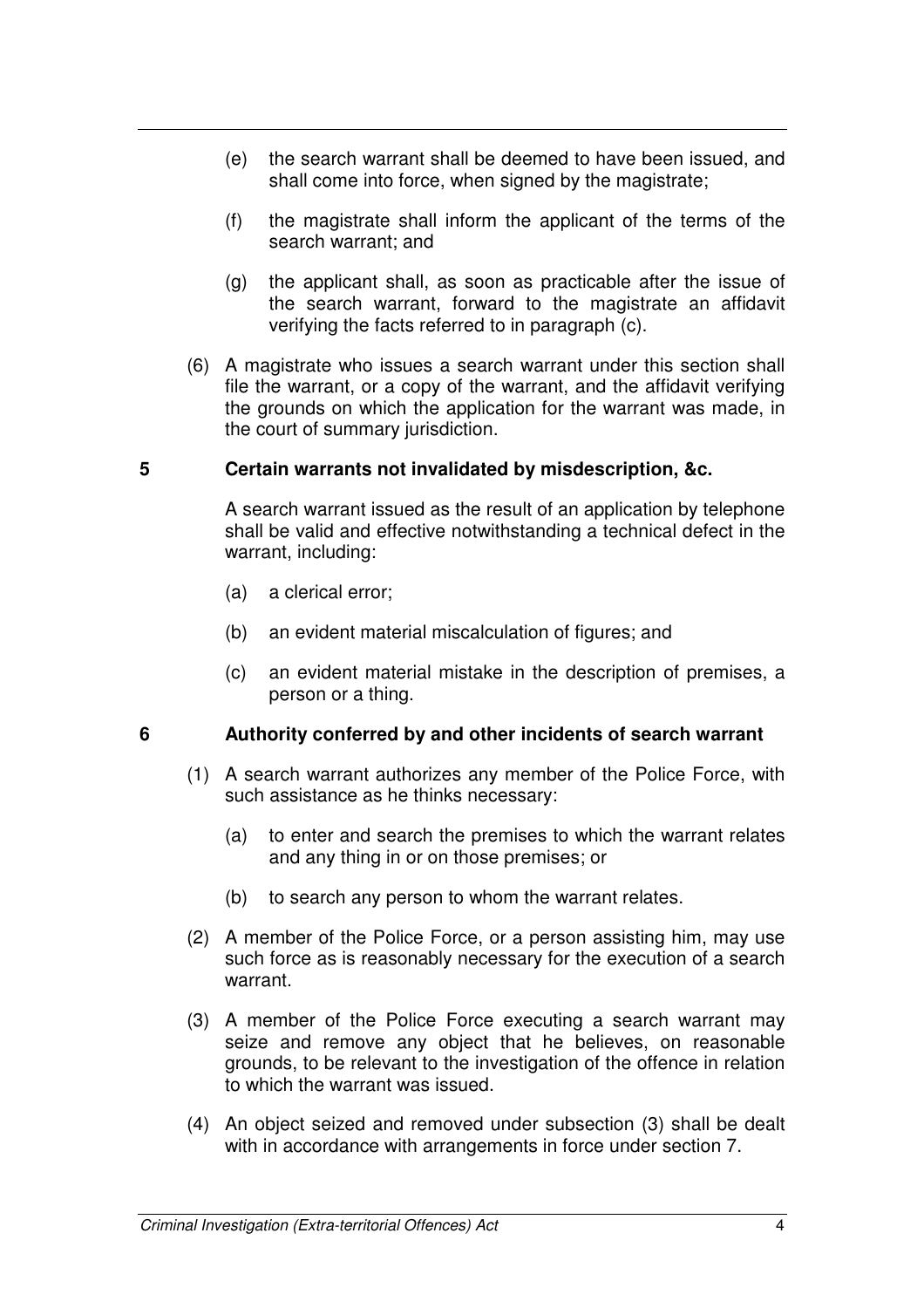(e) the search warrant shall be deemed to have been issued, and shall come into force, when signed by the magistrate;

(f) the magistrate shall inform the applicant of the terms of the search warrant; and

(g) the applicant shall, as soon as practicable after the issue of the search warrant, forward to the magistrate an affidavit verifying the facts referred to in paragraph (c).

(6) A magistrate who issues a search warrant under this section shall file the warrant, or a copy of the warrant, and the affidavit verifying the grounds on which the application for the warrant was made, in the court of summary jurisdiction.

### 5 Certain warrants not invalidated by misdescription, &c.

A search warrant issued as the result of an application by telephone shall be valid and effective notwithstanding a technical defect in the warrant, including:

(a) a clerical error;

(b) an evident material miscalculation of figures; and

(c) an evident material mistake in the description of premises, a person or a thing.

### 6 Authority conferred by and other incidents of search warrant

(1) A search warrant authorizes any member of the Police Force, with such assistance as he thinks necessary:

(a) to enter and search the premises to which the warrant relates and any thing in or on those premises; or

(b) to search any person to whom the warrant relates.

(2) A member of the Police Force, or a person assisting him, may use such force as is reasonably necessary for the execution of a search warrant.

(3) A member of the Police Force executing a search warrant may seize and remove any object that he believes, on reasonable grounds, to be relevant to the investigation of the offence in relation to which the warrant was issued.

(4) An object seized and removed under subsection (3) shall be dealt with in accordance with arrangements in force under section 7.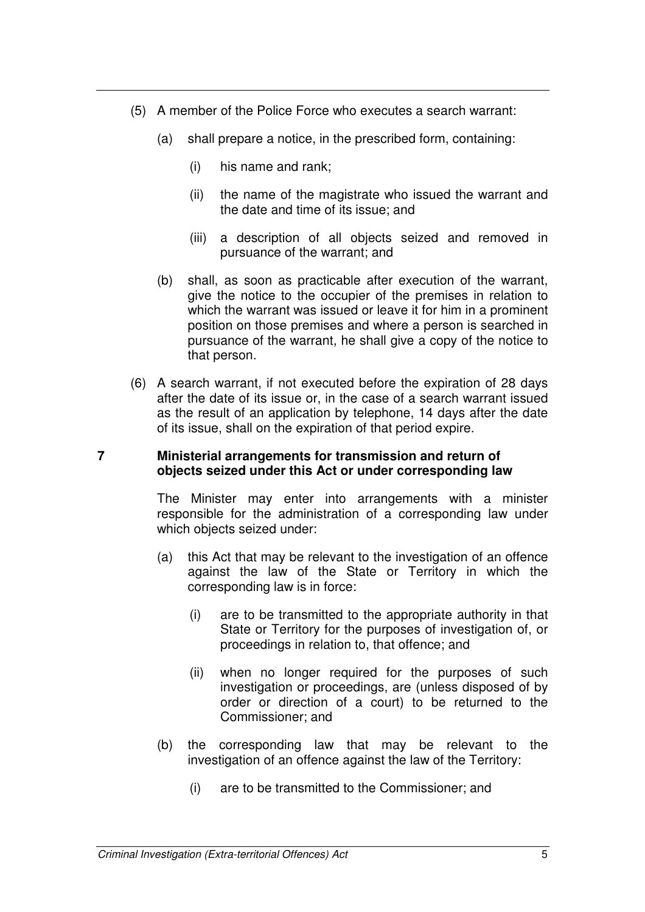(5) A member of the Police Force who executes a search warrant:

(a) shall prepare a notice, in the prescribed form, containing:

(i) his name and rank;

(ii) the name of the magistrate who issued the warrant and the date and time of its issue; and

(iii) a description of all objects seized and removed in pursuance of the warrant; and

(b) shall, as soon as practicable after execution of the warrant, give the notice to the occupier of the premises in relation to which the warrant was issued or leave it for him in a prominent position on those premises and where a person is searched in pursuance of the warrant, he shall give a copy of the notice to that person.

(6) A search warrant, if not executed before the expiration of 28 days after the date of its issue or, in the case of a search warrant issued as the result of an application by telephone, 14 days after the date of its issue, shall on the expiration of that period expire.

### 7 Ministerial arrangements for transmission and return of objects seized under this Act or under corresponding law

The Minister may enter into arrangements with a minister responsible for the administration of a corresponding law under which objects seized under:

(a) this Act that may be relevant to the investigation of an offence against the law of the State or Territory in which the corresponding law is in force:

(i) are to be transmitted to the appropriate authority in that State or Territory for the purposes of investigation of, or proceedings in relation to, that offence; and

(ii) when no longer required for the purposes of such investigation or proceedings, are (unless disposed of by order or direction of a court) to be returned to the Commissioner; and

(b) the corresponding law that may be relevant to the investigation of an offence against the law of the Territory:

(i) are to be transmitted to the Commissioner; and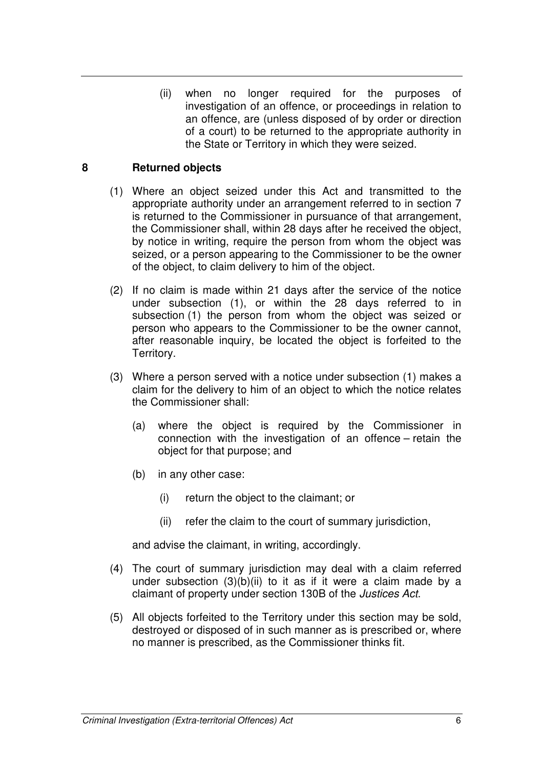(ii) when no longer required for the purposes of investigation of an offence, or proceedings in relation to an offence, are (unless disposed of by order or direction of a court) to be returned to the appropriate authority in the State or Territory in which they were seized.

## 8 Returned objects

(1) Where an object seized under this Act and transmitted to the appropriate authority under an arrangement referred to in section 7 is returned to the Commissioner in pursuance of that arrangement, the Commissioner shall, within 28 days after he received the object, by notice in writing, require the person from whom the object was seized, or a person appearing to the Commissioner to be the owner of the object, to claim delivery to him of the object.

(2) If no claim is made within 21 days after the service of the notice under subsection (1), or within the 28 days referred to in subsection (1) the person from whom the object was seized or person who appears to the Commissioner to be the owner cannot, after reasonable inquiry, be located the object is forfeited to the Territory.

(3) Where a person served with a notice under subsection (1) makes a claim for the delivery to him of an object to which the notice relates the Commissioner shall:

(a) where the object is required by the Commissioner in connection with the investigation of an offence – retain the object for that purpose; and

(b) in any other case:

(i) return the object to the claimant; or

(ii) refer the claim to the court of summary jurisdiction,

and advise the claimant, in writing, accordingly.

(4) The court of summary jurisdiction may deal with a claim referred under subsection (3)(b)(ii) to it as if it were a claim made by a claimant of property under section 130B of the *Justices Act*.

(5) All objects forfeited to the Territory under this section may be sold, destroyed or disposed of in such manner as is prescribed or, where no manner is prescribed, as the Commissioner thinks fit.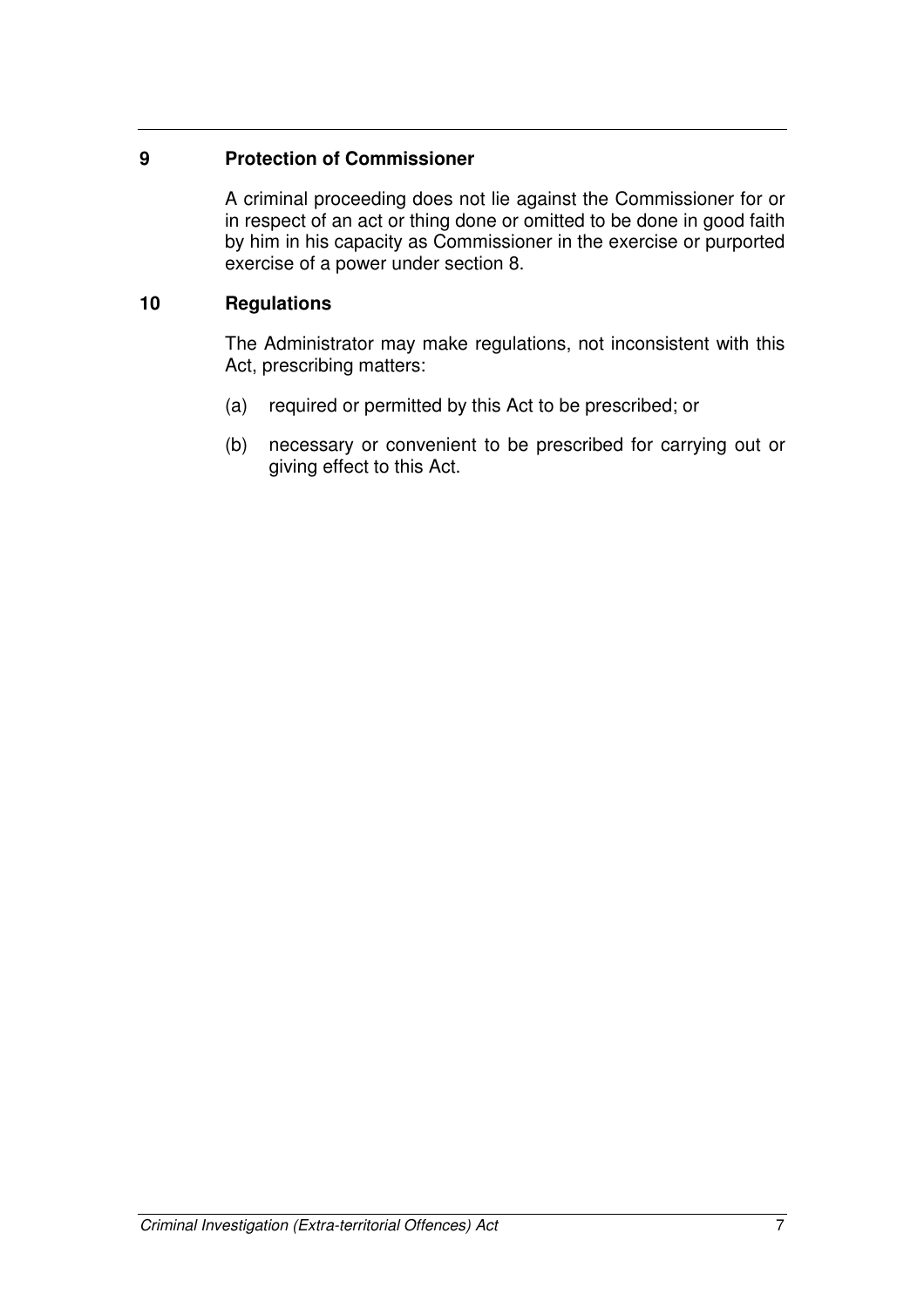### 9 Protection of Commissioner

A criminal proceeding does not lie against the Commissioner for or in respect of an act or thing done or omitted to be done in good faith by him in his capacity as Commissioner in the exercise or purported exercise of a power under section 8.

### 10 Regulations

The Administrator may make regulations, not inconsistent with this Act, prescribing matters:

(a) required or permitted by this Act to be prescribed; or

(b) necessary or convenient to be prescribed for carrying out or giving effect to this Act.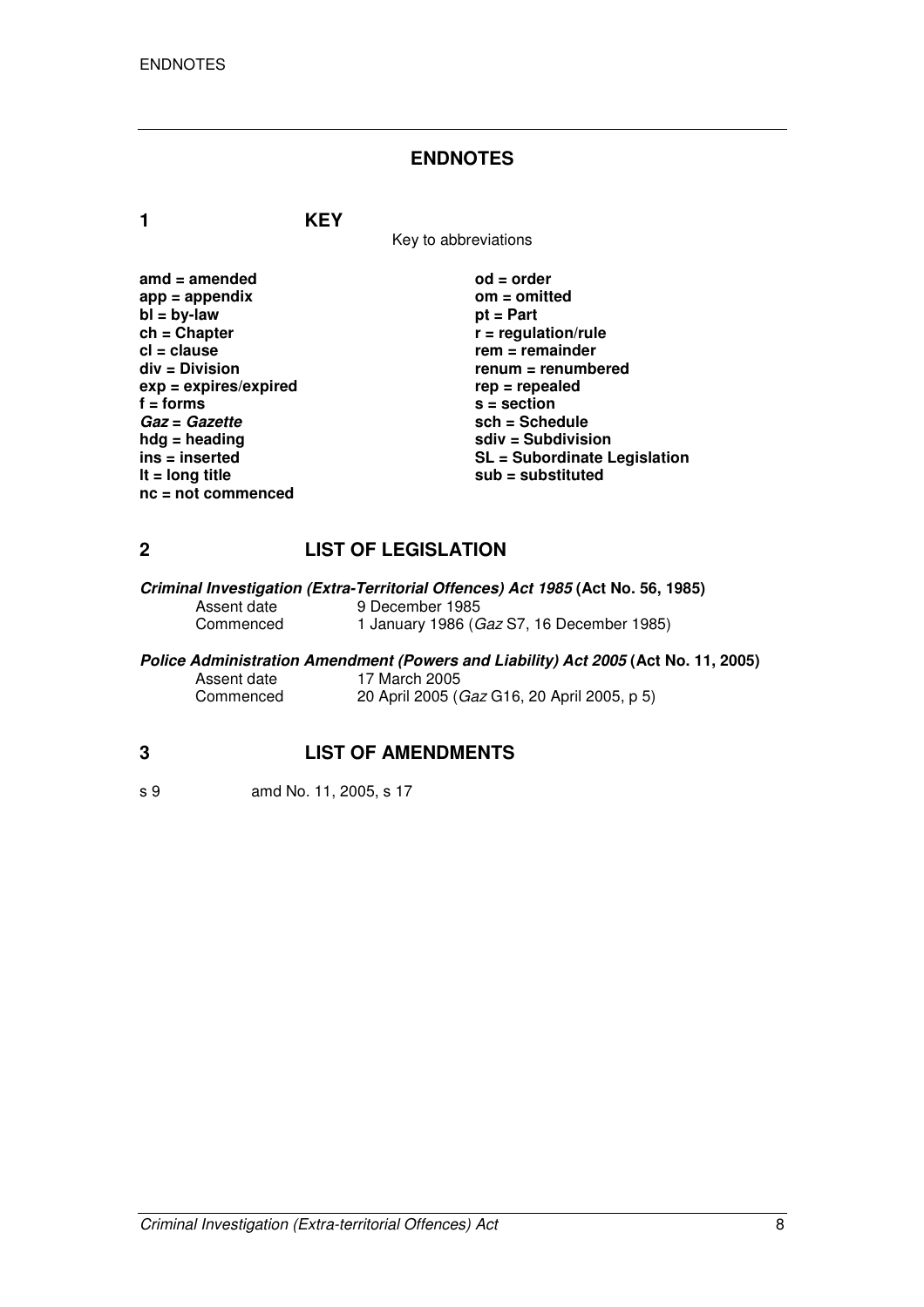## ENDNOTES

### 1 KEY

Key to abbreviations

**amd = amended**
**app = appendix**
**bl = by-law**
**ch = Chapter**
**cl = clause**
**div = Division**
**exp = expires/expired**
**f = forms**
***Gaz* = *Gazette***
**hdg = heading**
**ins = inserted**
**lt = long title**
**nc = not commenced**
**od = order**
**om = omitted**
**pt = Part**
**r = regulation/rule**
**rem = remainder**
**renum = renumbered**
**rep = repealed**
**s = section**
**sch = Schedule**
**sdiv = Subdivision**
**SL = Subordinate Legislation**
**sub = substituted**

### 2 LIST OF LEGISLATION

***Criminal Investigation (Extra-Territorial Offences) Act 1985* (Act No. 56, 1985)**

| | |
|---|---|
| Assent date | 9 December 1985 |
| Commenced | 1 January 1986 (*Gaz* S7, 16 December 1985) |

***Police Administration Amendment (Powers and Liability) Act 2005* (Act No. 11, 2005)**

| | |
|---|---|
| Assent date | 17 March 2005 |
| Commenced | 20 April 2005 (*Gaz* G16, 20 April 2005, p 5) |

### 3 LIST OF AMENDMENTS

| | |
|---|---|
| s 9 | amd No. 11, 2005, s 17 |